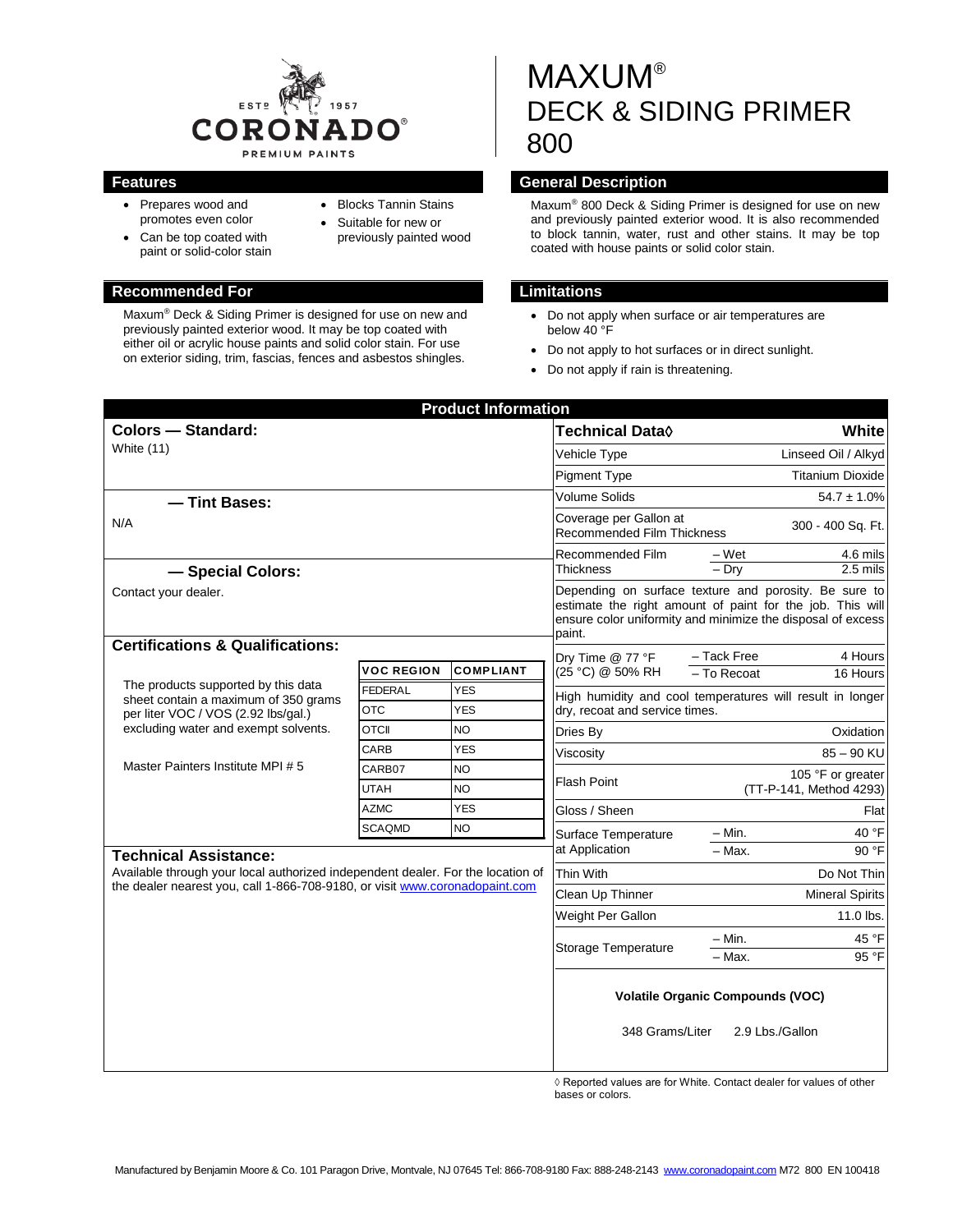ESTD 1957 CORONADO® PREMIUM PAINTS

# MAXUM®
# DECK & SIDING PRIMER
# 800

## Features

- Prepares wood and promotes even color
- Can be top coated with paint or solid-color stain
- Blocks Tannin Stains
- Suitable for new or previously painted wood

## Recommended For

Maxum® Deck & Siding Primer is designed for use on new and previously painted exterior wood. It may be top coated with either oil or acrylic house paints and solid color stain. For use on exterior siding, trim, fascias, fences and asbestos shingles.

## General Description

Maxum® 800 Deck & Siding Primer is designed for use on new and previously painted exterior wood. It is also recommended to block tannin, water, rust and other stains. It may be top coated with house paints or solid color stain.

## Limitations

- Do not apply when surface or air temperatures are below 40 °F
- Do not apply to hot surfaces or in direct sunlight.
- Do not apply if rain is threatening.

## Product Information

### Colors — Standard:

White (11)

### — Tint Bases:

N/A

### — Special Colors:

Contact your dealer.

### Certifications & Qualifications:

The products supported by this data sheet contain a maximum of 350 grams per liter VOC / VOS (2.92 lbs/gal.) excluding water and exempt solvents.

Master Painters Institute MPI # 5

| VOC REGION | COMPLIANT |
|---|---|
| FEDERAL | YES |
| OTC | YES |
| OTCII | NO |
| CARB | YES |
| CARB07 | NO |
| UTAH | NO |
| AZMC | YES |
| SCAQMD | NO |

### Technical Assistance:

Available through your local authorized independent dealer. For the location of the dealer nearest you, call 1-866-708-9180, or visit www.coronadopaint.com

| Technical Data◊ | | White |
|---|---|---|
| Vehicle Type | | Linseed Oil / Alkyd |
| Pigment Type | | Titanium Dioxide |
| Volume Solids | | 54.7 ± 1.0% |
| Coverage per Gallon at Recommended Film Thickness | | 300 - 400 Sq. Ft. |
| Recommended Film Thickness | – Wet | 4.6 mils |
| | – Dry | 2.5 mils |

Depending on surface texture and porosity. Be sure to estimate the right amount of paint for the job. This will ensure color uniformity and minimize the disposal of excess paint.

| | | |
|---|---|---|
| Dry Time @ 77 °F (25 °C) @ 50% RH | – Tack Free | 4 Hours |
| | – To Recoat | 16 Hours |

High humidity and cool temperatures will result in longer dry, recoat and service times.

| | | |
|---|---|---|
| Dries By | | Oxidation |
| Viscosity | | 85 – 90 KU |
| Flash Point | | 105 °F or greater (TT-P-141, Method 4293) |
| Gloss / Sheen | | Flat |
| Surface Temperature at Application | – Min. | 40 °F |
| | – Max. | 90 °F |
| Thin With | | Do Not Thin |
| Clean Up Thinner | | Mineral Spirits |
| Weight Per Gallon | | 11.0 lbs. |
| Storage Temperature | – Min. | 45 °F |
| | – Max. | 95 °F |

**Volatile Organic Compounds (VOC)**

348 Grams/Liter 2.9 Lbs./Gallon

◊ Reported values are for White. Contact dealer for values of other bases or colors.

Manufactured by Benjamin Moore & Co. 101 Paragon Drive, Montvale, NJ 07645 Tel: 866-708-9180 Fax: 888-248-2143 www.coronadopaint.com M72 800 EN 100418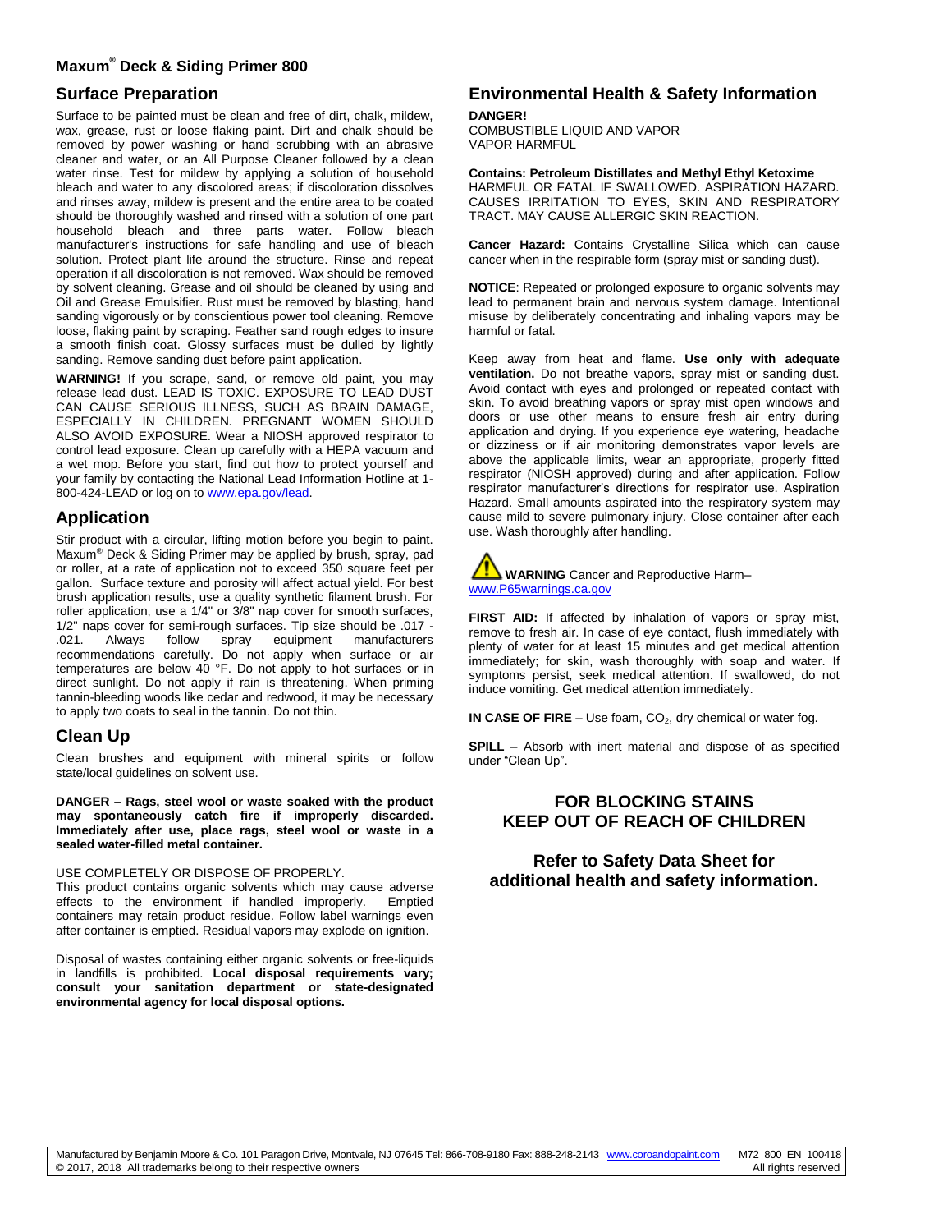# Maxum® Deck & Siding Primer 800

## Surface Preparation

Surface to be painted must be clean and free of dirt, chalk, mildew, wax, grease, rust or loose flaking paint. Dirt and chalk should be removed by power washing or hand scrubbing with an abrasive cleaner and water, or an All Purpose Cleaner followed by a clean water rinse. Test for mildew by applying a solution of household bleach and water to any discolored areas; if discoloration dissolves and rinses away, mildew is present and the entire area to be coated should be thoroughly washed and rinsed with a solution of one part household bleach and three parts water. Follow bleach manufacturer's instructions for safe handling and use of bleach solution. Protect plant life around the structure. Rinse and repeat operation if all discoloration is not removed. Wax should be removed by solvent cleaning. Grease and oil should be cleaned by using and Oil and Grease Emulsifier. Rust must be removed by blasting, hand sanding vigorously or by conscientious power tool cleaning. Remove loose, flaking paint by scraping. Feather sand rough edges to insure a smooth finish coat. Glossy surfaces must be dulled by lightly sanding. Remove sanding dust before paint application.

**WARNING!** If you scrape, sand, or remove old paint, you may release lead dust. LEAD IS TOXIC. EXPOSURE TO LEAD DUST CAN CAUSE SERIOUS ILLNESS, SUCH AS BRAIN DAMAGE, ESPECIALLY IN CHILDREN. PREGNANT WOMEN SHOULD ALSO AVOID EXPOSURE. Wear a NIOSH approved respirator to control lead exposure. Clean up carefully with a HEPA vacuum and a wet mop. Before you start, find out how to protect yourself and your family by contacting the National Lead Information Hotline at 1-800-424-LEAD or log on to www.epa.gov/lead.

## Application

Stir product with a circular, lifting motion before you begin to paint. Maxum® Deck & Siding Primer may be applied by brush, spray, pad or roller, at a rate of application not to exceed 350 square feet per gallon. Surface texture and porosity will affect actual yield. For best brush application results, use a quality synthetic filament brush. For roller application, use a 1/4" or 3/8" nap cover for smooth surfaces, 1/2" naps cover for semi-rough surfaces. Tip size should be .017 - .021. Always follow spray equipment manufacturers recommendations carefully. Do not apply when surface or air temperatures are below 40 °F. Do not apply to hot surfaces or in direct sunlight. Do not apply if rain is threatening. When priming tannin-bleeding woods like cedar and redwood, it may be necessary to apply two coats to seal in the tannin. Do not thin.

## Clean Up

Clean brushes and equipment with mineral spirits or follow state/local guidelines on solvent use.

**DANGER – Rags, steel wool or waste soaked with the product may spontaneously catch fire if improperly discarded. Immediately after use, place rags, steel wool or waste in a sealed water-filled metal container.**

USE COMPLETELY OR DISPOSE OF PROPERLY.
This product contains organic solvents which may cause adverse effects to the environment if handled improperly. Emptied containers may retain product residue. Follow label warnings even after container is emptied. Residual vapors may explode on ignition.

Disposal of wastes containing either organic solvents or free-liquids in landfills is prohibited. **Local disposal requirements vary; consult your sanitation department or state-designated environmental agency for local disposal options.**

## Environmental Health & Safety Information

**DANGER!**
COMBUSTIBLE LIQUID AND VAPOR
VAPOR HARMFUL

**Contains: Petroleum Distillates and Methyl Ethyl Ketoxime**
HARMFUL OR FATAL IF SWALLOWED. ASPIRATION HAZARD. CAUSES IRRITATION TO EYES, SKIN AND RESPIRATORY TRACT. MAY CAUSE ALLERGIC SKIN REACTION.

**Cancer Hazard:** Contains Crystalline Silica which can cause cancer when in the respirable form (spray mist or sanding dust).

**NOTICE**: Repeated or prolonged exposure to organic solvents may lead to permanent brain and nervous system damage. Intentional misuse by deliberately concentrating and inhaling vapors may be harmful or fatal.

Keep away from heat and flame. **Use only with adequate ventilation.** Do not breathe vapors, spray mist or sanding dust. Avoid contact with eyes and prolonged or repeated contact with skin. To avoid breathing vapors or spray mist open windows and doors or use other means to ensure fresh air entry during application and drying. If you experience eye watering, headache or dizziness or if air monitoring demonstrates vapor levels are above the applicable limits, wear an appropriate, properly fitted respirator (NIOSH approved) during and after application. Follow respirator manufacturer's directions for respirator use. Aspiration Hazard. Small amounts aspirated into the respiratory system may cause mild to severe pulmonary injury. Close container after each use. Wash thoroughly after handling.

**WARNING** Cancer and Reproductive Harm– www.P65warnings.ca.gov

**FIRST AID:** If affected by inhalation of vapors or spray mist, remove to fresh air. In case of eye contact, flush immediately with plenty of water for at least 15 minutes and get medical attention immediately; for skin, wash thoroughly with soap and water. If symptoms persist, seek medical attention. If swallowed, do not induce vomiting. Get medical attention immediately.

**IN CASE OF FIRE** – Use foam, $CO_2$, dry chemical or water fog.

**SPILL** – Absorb with inert material and dispose of as specified under "Clean Up".

**FOR BLOCKING STAINS**
**KEEP OUT OF REACH OF CHILDREN**

**Refer to Safety Data Sheet for additional health and safety information.**

Manufactured by Benjamin Moore & Co. 101 Paragon Drive, Montvale, NJ 07645 Tel: 866-708-9180 Fax: 888-248-2143 www.coroandopaint.com M72 800 EN 100418
© 2017, 2018 All trademarks belong to their respective owners All rights reserved